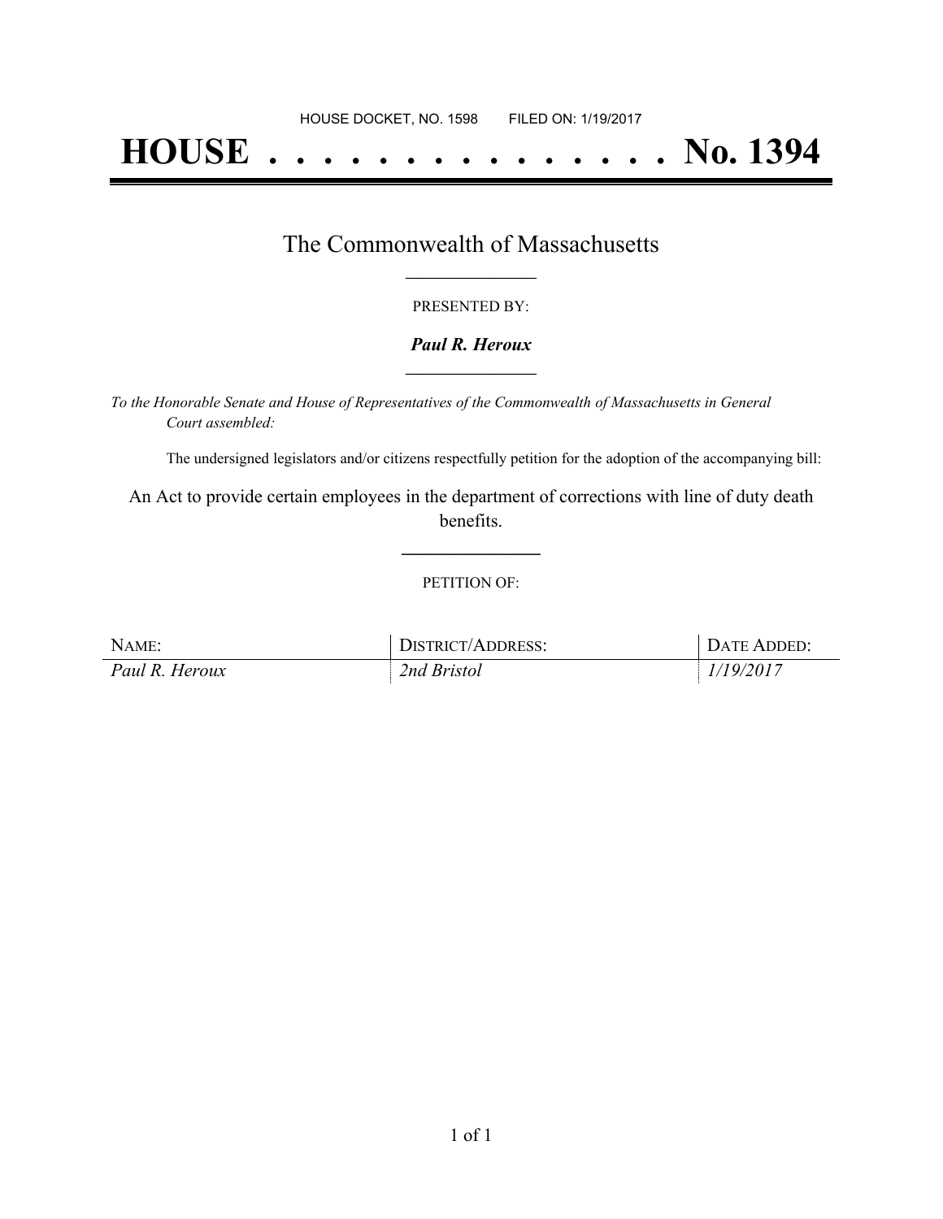HOUSE DOCKET, NO. 1598 FILED ON: 1/19/2017

# HOUSE . . . . . . . . . . . . . . . No. 1394

## The Commonwealth of Massachusetts

PRESENTED BY:

***Paul R. Heroux***

*To the Honorable Senate and House of Representatives of the Commonwealth of Massachusetts in General Court assembled:*

The undersigned legislators and/or citizens respectfully petition for the adoption of the accompanying bill:

An Act to provide certain employees in the department of corrections with line of duty death benefits.

PETITION OF:

| NAME: | DISTRICT/ADDRESS: | DATE ADDED: |
| --- | --- | --- |
| *Paul R. Heroux* | *2nd Bristol* | *1/19/2017* |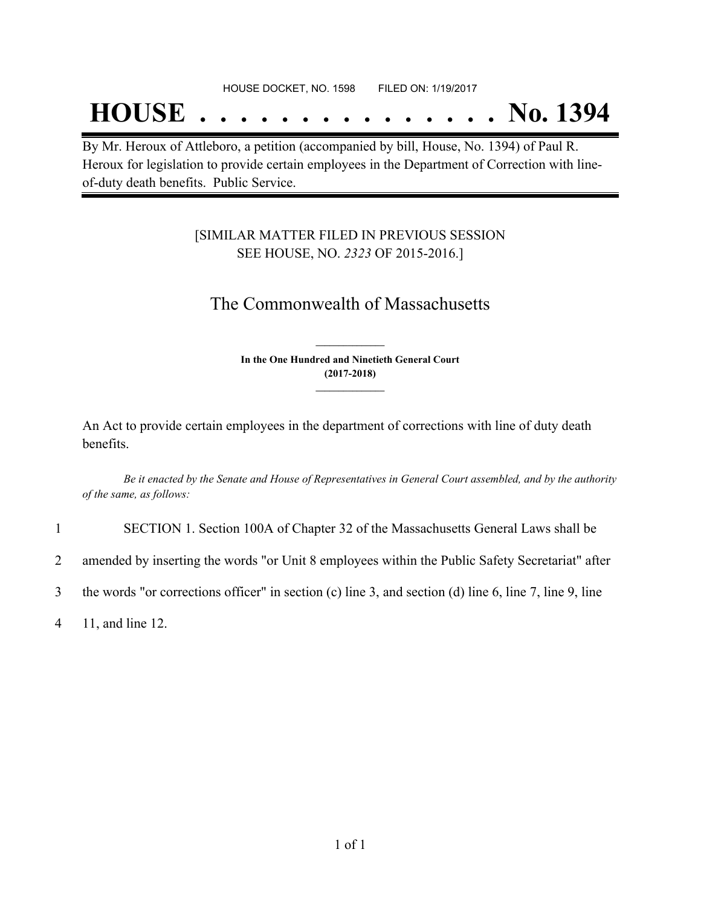HOUSE DOCKET, NO. 1598 FILED ON: 1/19/2017

# HOUSE . . . . . . . . . . . . . . . No. 1394

By Mr. Heroux of Attleboro, a petition (accompanied by bill, House, No. 1394) of Paul R. Heroux for legislation to provide certain employees in the Department of Correction with line-of-duty death benefits. Public Service.

[SIMILAR MATTER FILED IN PREVIOUS SESSION
SEE HOUSE, NO. *2323* OF 2015-2016.]

## The Commonwealth of Massachusetts

**In the One Hundred and Ninetieth General Court**
**(2017-2018)**

An Act to provide certain employees in the department of corrections with line of duty death benefits.

*Be it enacted by the Senate and House of Representatives in General Court assembled, and by the authority of the same, as follows:*

1 SECTION 1. Section 100A of Chapter 32 of the Massachusetts General Laws shall be
2 amended by inserting the words "or Unit 8 employees within the Public Safety Secretariat" after
3 the words "or corrections officer" in section (c) line 3, and section (d) line 6, line 7, line 9, line
4 11, and line 12.